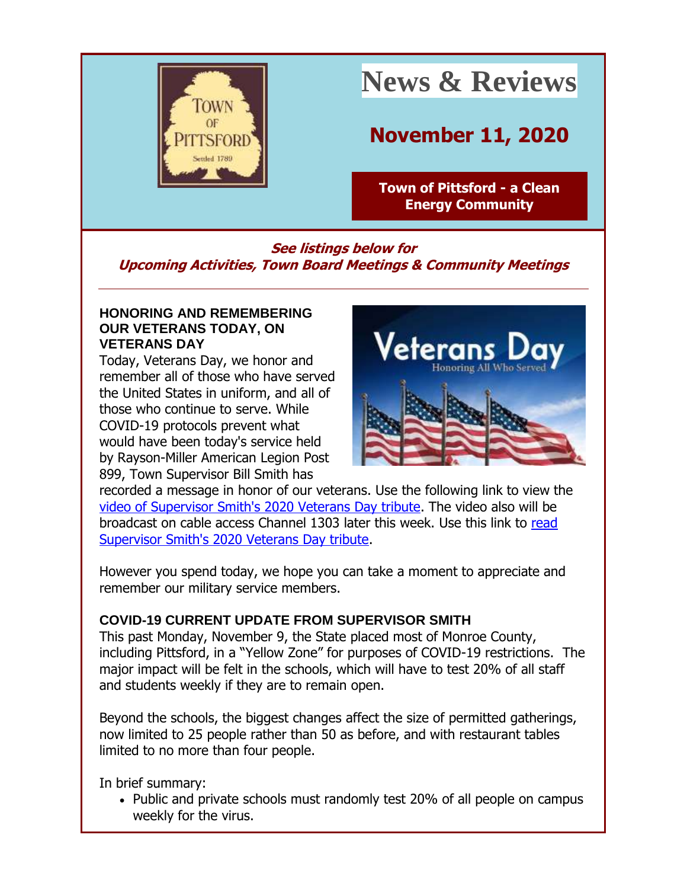# News & Reviews

## November 11, 2020

**Town of Pittsford - a Clean Energy Community**

***See listings below for Upcoming Activities, Town Board Meetings & Community Meetings***

---

### HONORING AND REMEMBERING OUR VETERANS TODAY, ON VETERANS DAY

Today, Veterans Day, we honor and remember all of those who have served the United States in uniform, and all of those who continue to serve. While COVID-19 protocols prevent what would have been today's service held by Rayson-Miller American Legion Post 899, Town Supervisor Bill Smith has recorded a message in honor of our veterans. Use the following link to view the video of Supervisor Smith's 2020 Veterans Day tribute. The video also will be broadcast on cable access Channel 1303 later this week. Use this link to read Supervisor Smith's 2020 Veterans Day tribute.

However you spend today, we hope you can take a moment to appreciate and remember our military service members.

### COVID-19 CURRENT UPDATE FROM SUPERVISOR SMITH

This past Monday, November 9, the State placed most of Monroe County, including Pittsford, in a "Yellow Zone" for purposes of COVID-19 restrictions. The major impact will be felt in the schools, which will have to test 20% of all staff and students weekly if they are to remain open.

Beyond the schools, the biggest changes affect the size of permitted gatherings, now limited to 25 people rather than 50 as before, and with restaurant tables limited to no more than four people.

In brief summary:

- Public and private schools must randomly test 20% of all people on campus weekly for the virus.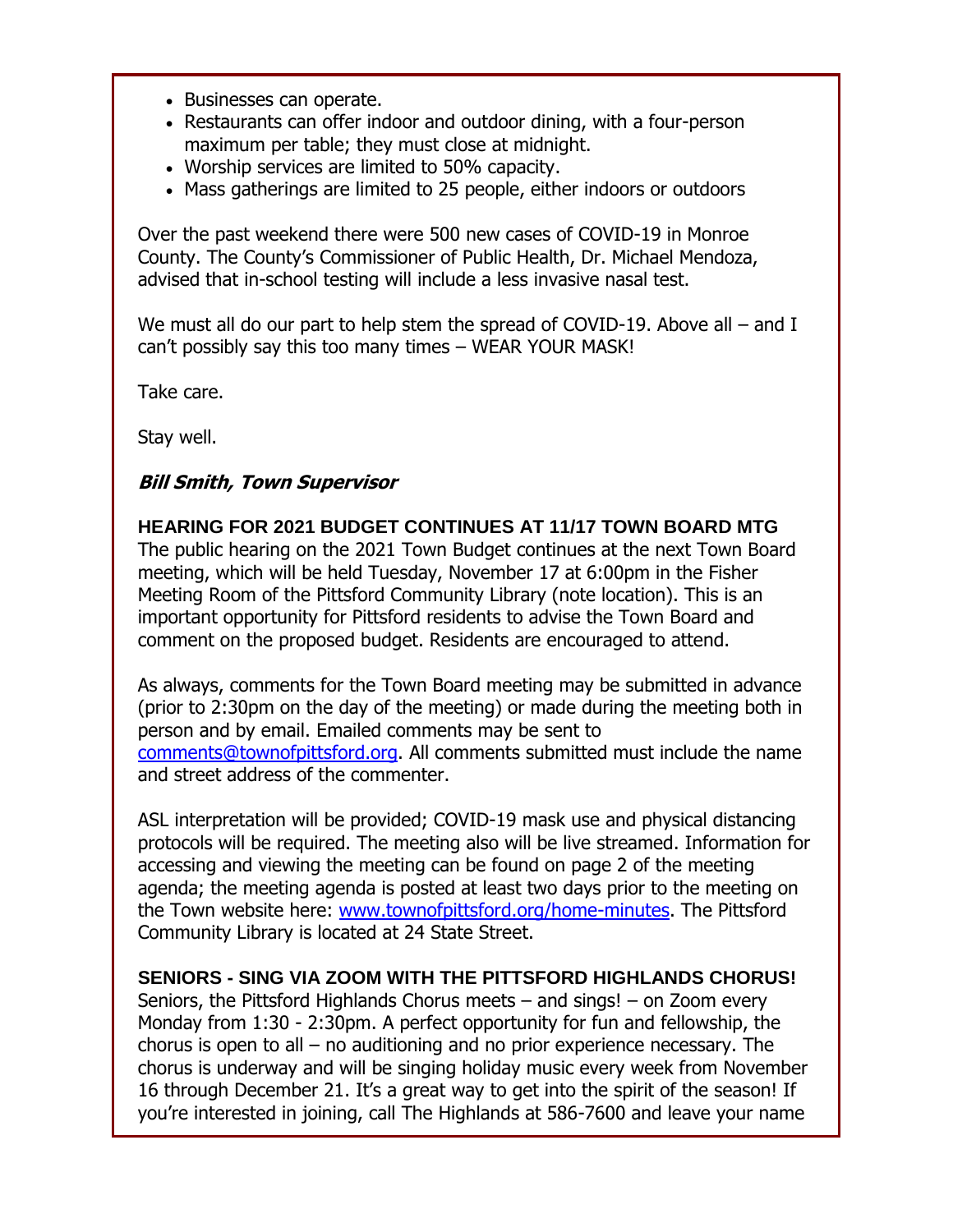- Businesses can operate.
- Restaurants can offer indoor and outdoor dining, with a four-person maximum per table; they must close at midnight.
- Worship services are limited to 50% capacity.
- Mass gatherings are limited to 25 people, either indoors or outdoors

Over the past weekend there were 500 new cases of COVID-19 in Monroe County. The County's Commissioner of Public Health, Dr. Michael Mendoza, advised that in-school testing will include a less invasive nasal test.

We must all do our part to help stem the spread of COVID-19. Above all – and I can't possibly say this too many times – WEAR YOUR MASK!

Take care.

Stay well.

***Bill Smith, Town Supervisor***

**HEARING FOR 2021 BUDGET CONTINUES AT 11/17 TOWN BOARD MTG**

The public hearing on the 2021 Town Budget continues at the next Town Board meeting, which will be held Tuesday, November 17 at 6:00pm in the Fisher Meeting Room of the Pittsford Community Library (note location). This is an important opportunity for Pittsford residents to advise the Town Board and comment on the proposed budget. Residents are encouraged to attend.

As always, comments for the Town Board meeting may be submitted in advance (prior to 2:30pm on the day of the meeting) or made during the meeting both in person and by email. Emailed comments may be sent to [comments@townofpittsford.org](mailto:comments@townofpittsford.org). All comments submitted must include the name and street address of the commenter.

ASL interpretation will be provided; COVID-19 mask use and physical distancing protocols will be required. The meeting also will be live streamed. Information for accessing and viewing the meeting can be found on page 2 of the meeting agenda; the meeting agenda is posted at least two days prior to the meeting on the Town website here: [www.townofpittsford.org/home-minutes](http://www.townofpittsford.org/home-minutes). The Pittsford Community Library is located at 24 State Street.

**SENIORS - SING VIA ZOOM WITH THE PITTSFORD HIGHLANDS CHORUS!**

Seniors, the Pittsford Highlands Chorus meets – and sings! – on Zoom every Monday from 1:30 - 2:30pm. A perfect opportunity for fun and fellowship, the chorus is open to all – no auditioning and no prior experience necessary. The chorus is underway and will be singing holiday music every week from November 16 through December 21. It's a great way to get into the spirit of the season! If you're interested in joining, call The Highlands at 586-7600 and leave your name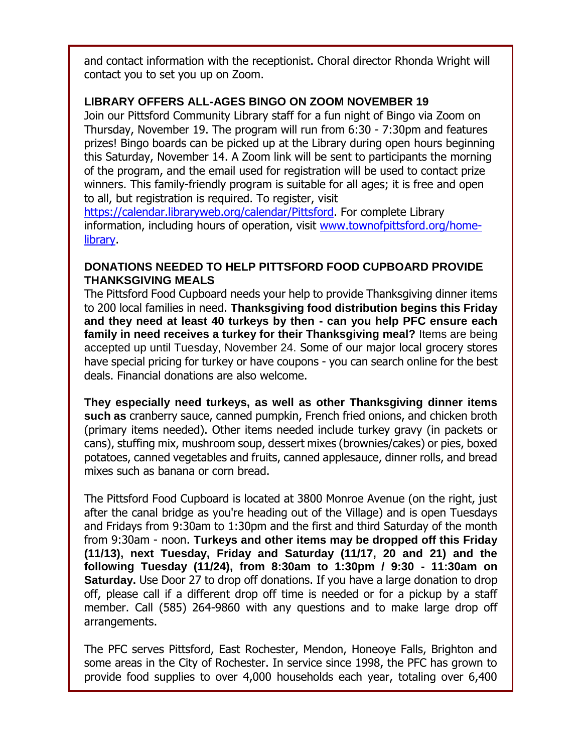and contact information with the receptionist. Choral director Rhonda Wright will contact you to set you up on Zoom.

**LIBRARY OFFERS ALL-AGES BINGO ON ZOOM NOVEMBER 19**

Join our Pittsford Community Library staff for a fun night of Bingo via Zoom on Thursday, November 19. The program will run from 6:30 - 7:30pm and features prizes! Bingo boards can be picked up at the Library during open hours beginning this Saturday, November 14. A Zoom link will be sent to participants the morning of the program, and the email used for registration will be used to contact prize winners. This family-friendly program is suitable for all ages; it is free and open to all, but registration is required. To register, visit [https://calendar.libraryweb.org/calendar/Pittsford](https://calendar.libraryweb.org/calendar/Pittsford). For complete Library information, including hours of operation, visit [www.townofpittsford.org/home-library](www.townofpittsford.org/home-library).

**DONATIONS NEEDED TO HELP PITTSFORD FOOD CUPBOARD PROVIDE THANKSGIVING MEALS**

The Pittsford Food Cupboard needs your help to provide Thanksgiving dinner items to 200 local families in need. **Thanksgiving food distribution begins this Friday and they need at least 40 turkeys by then - can you help PFC ensure each family in need receives a turkey for their Thanksgiving meal?** Items are being accepted up until Tuesday, November 24. Some of our major local grocery stores have special pricing for turkey or have coupons - you can search online for the best deals. Financial donations are also welcome.

**They especially need turkeys, as well as other Thanksgiving dinner items such as** cranberry sauce, canned pumpkin, French fried onions, and chicken broth (primary items needed). Other items needed include turkey gravy (in packets or cans), stuffing mix, mushroom soup, dessert mixes (brownies/cakes) or pies, boxed potatoes, canned vegetables and fruits, canned applesauce, dinner rolls, and bread mixes such as banana or corn bread.

The Pittsford Food Cupboard is located at 3800 Monroe Avenue (on the right, just after the canal bridge as you're heading out of the Village) and is open Tuesdays and Fridays from 9:30am to 1:30pm and the first and third Saturday of the month from 9:30am - noon. **Turkeys and other items may be dropped off this Friday (11/13), next Tuesday, Friday and Saturday (11/17, 20 and 21) and the following Tuesday (11/24), from 8:30am to 1:30pm / 9:30 - 11:30am on Saturday.** Use Door 27 to drop off donations. If you have a large donation to drop off, please call if a different drop off time is needed or for a pickup by a staff member. Call (585) 264-9860 with any questions and to make large drop off arrangements.

The PFC serves Pittsford, East Rochester, Mendon, Honeoye Falls, Brighton and some areas in the City of Rochester. In service since 1998, the PFC has grown to provide food supplies to over 4,000 households each year, totaling over 6,400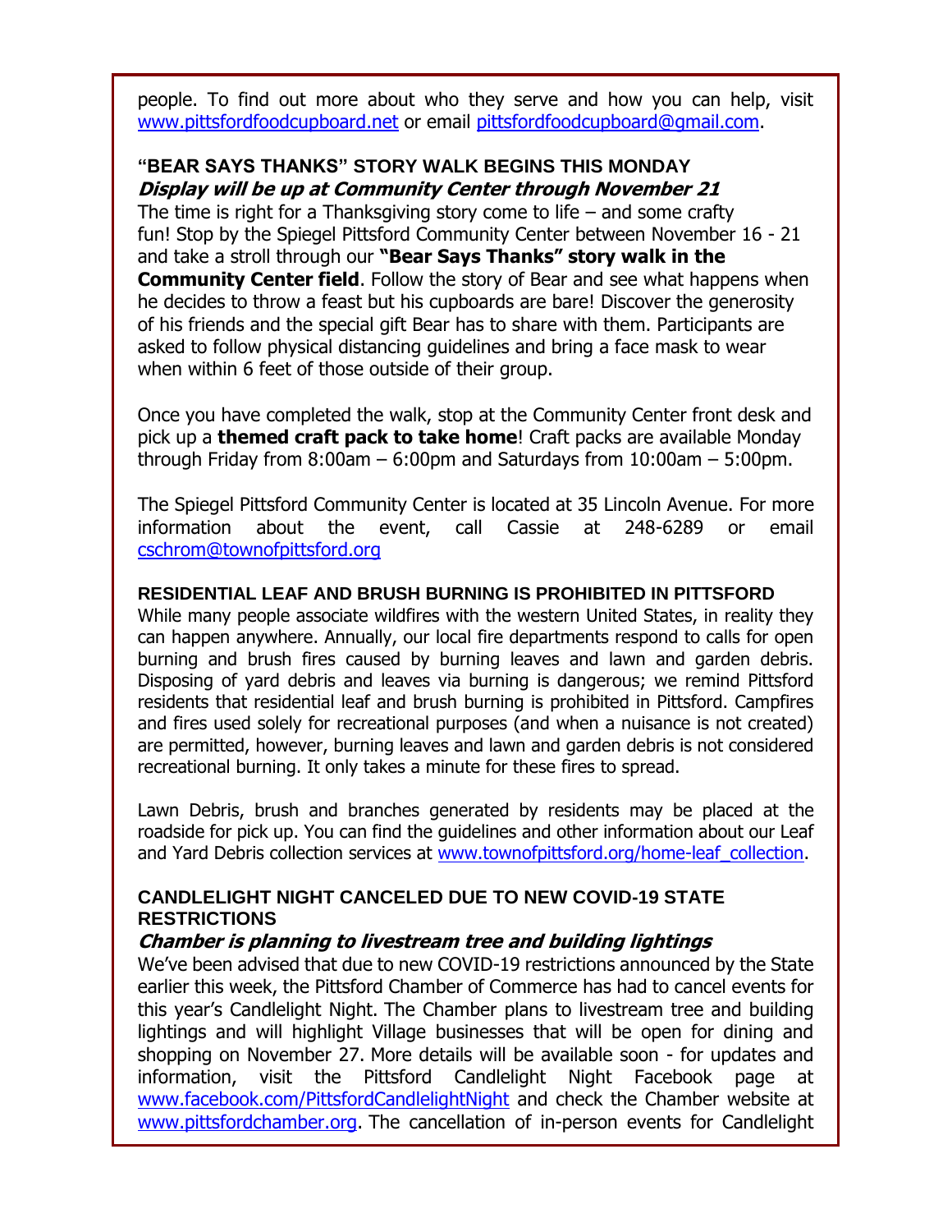people. To find out more about who they serve and how you can help, visit [www.pittsfordfoodcupboard.net](http://www.pittsfordfoodcupboard.net) or email [pittsfordfoodcupboard@gmail.com](mailto:pittsfordfoodcupboard@gmail.com).

### "BEAR SAYS THANKS" STORY WALK BEGINS THIS MONDAY

***Display will be up at Community Center through November 21***

The time is right for a Thanksgiving story come to life – and some crafty fun! Stop by the Spiegel Pittsford Community Center between November 16 - 21 and take a stroll through our **"Bear Says Thanks" story walk in the Community Center field**. Follow the story of Bear and see what happens when he decides to throw a feast but his cupboards are bare! Discover the generosity of his friends and the special gift Bear has to share with them. Participants are asked to follow physical distancing guidelines and bring a face mask to wear when within 6 feet of those outside of their group.

Once you have completed the walk, stop at the Community Center front desk and pick up a **themed craft pack to take home**! Craft packs are available Monday through Friday from 8:00am – 6:00pm and Saturdays from 10:00am – 5:00pm.

The Spiegel Pittsford Community Center is located at 35 Lincoln Avenue. For more information about the event, call Cassie at 248-6289 or email [cschrom@townofpittsford.org](mailto:cschrom@townofpittsford.org)

### RESIDENTIAL LEAF AND BRUSH BURNING IS PROHIBITED IN PITTSFORD

While many people associate wildfires with the western United States, in reality they can happen anywhere. Annually, our local fire departments respond to calls for open burning and brush fires caused by burning leaves and lawn and garden debris. Disposing of yard debris and leaves via burning is dangerous; we remind Pittsford residents that residential leaf and brush burning is prohibited in Pittsford. Campfires and fires used solely for recreational purposes (and when a nuisance is not created) are permitted, however, burning leaves and lawn and garden debris is not considered recreational burning. It only takes a minute for these fires to spread.

Lawn Debris, brush and branches generated by residents may be placed at the roadside for pick up. You can find the guidelines and other information about our Leaf and Yard Debris collection services at [www.townofpittsford.org/home-leaf_collection](http://www.townofpittsford.org/home-leaf_collection).

### CANDLELIGHT NIGHT CANCELED DUE TO NEW COVID-19 STATE RESTRICTIONS

***Chamber is planning to livestream tree and building lightings***

We've been advised that due to new COVID-19 restrictions announced by the State earlier this week, the Pittsford Chamber of Commerce has had to cancel events for this year's Candlelight Night. The Chamber plans to livestream tree and building lightings and will highlight Village businesses that will be open for dining and shopping on November 27. More details will be available soon - for updates and information, visit the Pittsford Candlelight Night Facebook page at [www.facebook.com/PittsfordCandlelightNight](http://www.facebook.com/PittsfordCandlelightNight) and check the Chamber website at [www.pittsfordchamber.org](http://www.pittsfordchamber.org). The cancellation of in-person events for Candlelight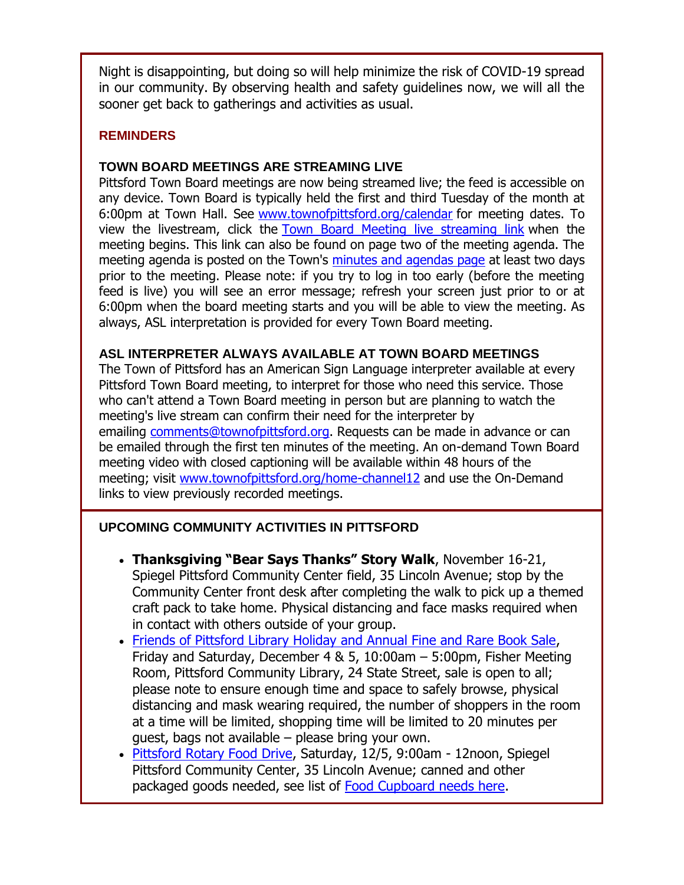Night is disappointing, but doing so will help minimize the risk of COVID-19 spread in our community. By observing health and safety guidelines now, we will all the sooner get back to gatherings and activities as usual.

## REMINDERS

### TOWN BOARD MEETINGS ARE STREAMING LIVE

Pittsford Town Board meetings are now being streamed live; the feed is accessible on any device. Town Board is typically held the first and third Tuesday of the month at 6:00pm at Town Hall. See www.townofpittsford.org/calendar for meeting dates. To view the livestream, click the Town Board Meeting live streaming link when the meeting begins. This link can also be found on page two of the meeting agenda. The meeting agenda is posted on the Town's minutes and agendas page at least two days prior to the meeting. Please note: if you try to log in too early (before the meeting feed is live) you will see an error message; refresh your screen just prior to or at 6:00pm when the board meeting starts and you will be able to view the meeting. As always, ASL interpretation is provided for every Town Board meeting.

### ASL INTERPRETER ALWAYS AVAILABLE AT TOWN BOARD MEETINGS

The Town of Pittsford has an American Sign Language interpreter available at every Pittsford Town Board meeting, to interpret for those who need this service. Those who can't attend a Town Board meeting in person but are planning to watch the meeting's live stream can confirm their need for the interpreter by emailing comments@townofpittsford.org. Requests can be made in advance or can be emailed through the first ten minutes of the meeting. An on-demand Town Board meeting video with closed captioning will be available within 48 hours of the meeting; visit www.townofpittsford.org/home-channel12 and use the On-Demand links to view previously recorded meetings.

## UPCOMING COMMUNITY ACTIVITIES IN PITTSFORD

- **Thanksgiving "Bear Says Thanks" Story Walk**, November 16-21, Spiegel Pittsford Community Center field, 35 Lincoln Avenue; stop by the Community Center front desk after completing the walk to pick up a themed craft pack to take home. Physical distancing and face masks required when in contact with others outside of your group.
- Friends of Pittsford Library Holiday and Annual Fine and Rare Book Sale, Friday and Saturday, December 4 & 5, 10:00am – 5:00pm, Fisher Meeting Room, Pittsford Community Library, 24 State Street, sale is open to all; please note to ensure enough time and space to safely browse, physical distancing and mask wearing required, the number of shoppers in the room at a time will be limited, shopping time will be limited to 20 minutes per guest, bags not available – please bring your own.
- Pittsford Rotary Food Drive, Saturday, 12/5, 9:00am - 12noon, Spiegel Pittsford Community Center, 35 Lincoln Avenue; canned and other packaged goods needed, see list of Food Cupboard needs here.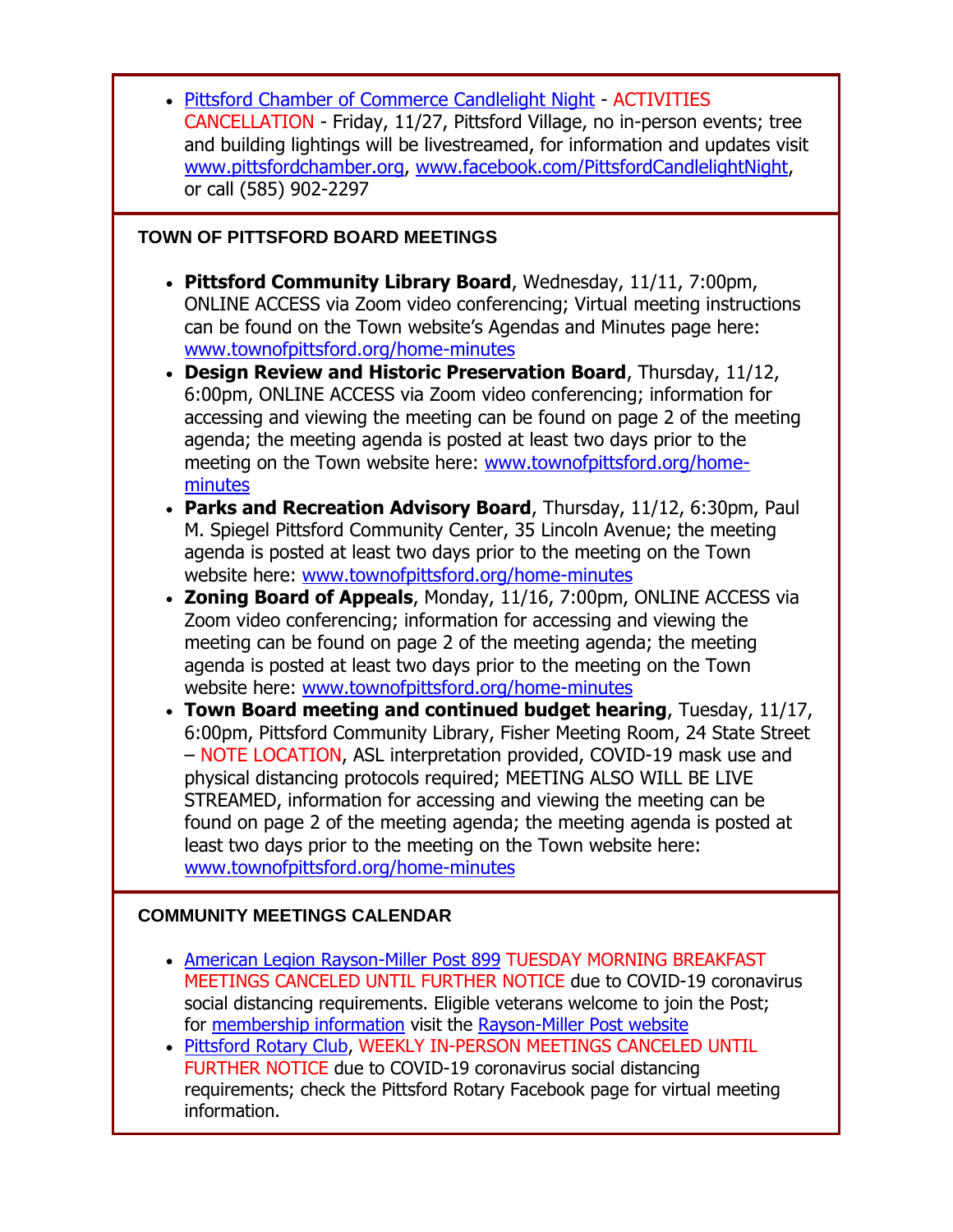- Pittsford Chamber of Commerce Candlelight Night - ACTIVITIES CANCELLATION - Friday, 11/27, Pittsford Village, no in-person events; tree and building lightings will be livestreamed, for information and updates visit www.pittsfordchamber.org, www.facebook.com/PittsfordCandlelightNight, or call (585) 902-2297

### TOWN OF PITTSFORD BOARD MEETINGS

- **Pittsford Community Library Board**, Wednesday, 11/11, 7:00pm, ONLINE ACCESS via Zoom video conferencing; Virtual meeting instructions can be found on the Town website's Agendas and Minutes page here: www.townofpittsford.org/home-minutes
- **Design Review and Historic Preservation Board**, Thursday, 11/12, 6:00pm, ONLINE ACCESS via Zoom video conferencing; information for accessing and viewing the meeting can be found on page 2 of the meeting agenda; the meeting agenda is posted at least two days prior to the meeting on the Town website here: www.townofpittsford.org/home-minutes
- **Parks and Recreation Advisory Board**, Thursday, 11/12, 6:30pm, Paul M. Spiegel Pittsford Community Center, 35 Lincoln Avenue; the meeting agenda is posted at least two days prior to the meeting on the Town website here: www.townofpittsford.org/home-minutes
- **Zoning Board of Appeals**, Monday, 11/16, 7:00pm, ONLINE ACCESS via Zoom video conferencing; information for accessing and viewing the meeting can be found on page 2 of the meeting agenda; the meeting agenda is posted at least two days prior to the meeting on the Town website here: www.townofpittsford.org/home-minutes
- **Town Board meeting and continued budget hearing**, Tuesday, 11/17, 6:00pm, Pittsford Community Library, Fisher Meeting Room, 24 State Street – NOTE LOCATION, ASL interpretation provided, COVID-19 mask use and physical distancing protocols required; MEETING ALSO WILL BE LIVE STREAMED, information for accessing and viewing the meeting can be found on page 2 of the meeting agenda; the meeting agenda is posted at least two days prior to the meeting on the Town website here: www.townofpittsford.org/home-minutes

### COMMUNITY MEETINGS CALENDAR

- American Legion Rayson-Miller Post 899 TUESDAY MORNING BREAKFAST MEETINGS CANCELED UNTIL FURTHER NOTICE due to COVID-19 coronavirus social distancing requirements. Eligible veterans welcome to join the Post; for membership information visit the Rayson-Miller Post website
- Pittsford Rotary Club, WEEKLY IN-PERSON MEETINGS CANCELED UNTIL FURTHER NOTICE due to COVID-19 coronavirus social distancing requirements; check the Pittsford Rotary Facebook page for virtual meeting information.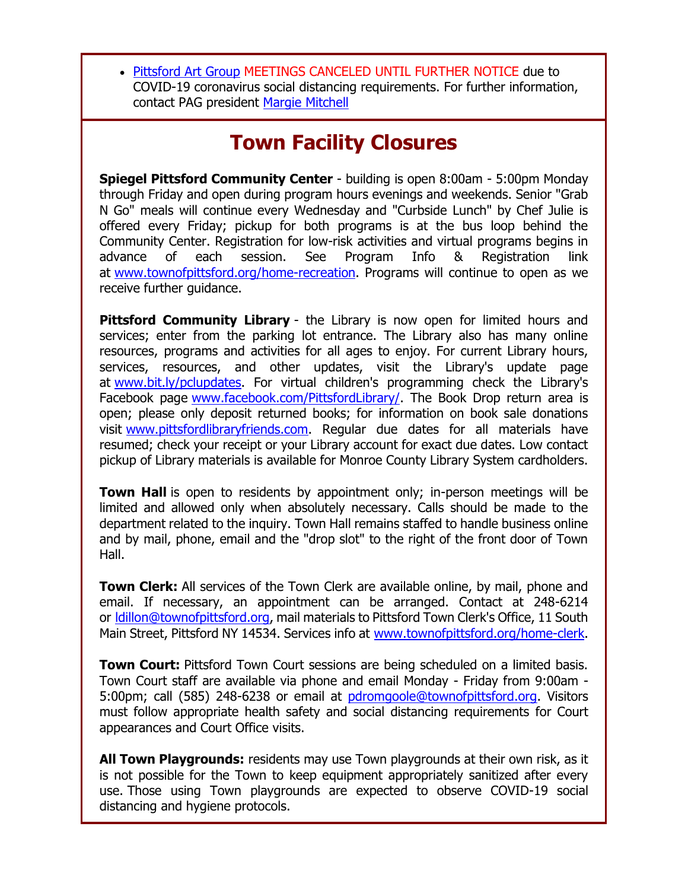- Pittsford Art Group MEETINGS CANCELED UNTIL FURTHER NOTICE due to COVID-19 coronavirus social distancing requirements. For further information, contact PAG president Margie Mitchell

## Town Facility Closures

**Spiegel Pittsford Community Center** - building is open 8:00am - 5:00pm Monday through Friday and open during program hours evenings and weekends. Senior "Grab N Go" meals will continue every Wednesday and "Curbside Lunch" by Chef Julie is offered every Friday; pickup for both programs is at the bus loop behind the Community Center. Registration for low-risk activities and virtual programs begins in advance of each session. See Program Info & Registration link at www.townofpittsford.org/home-recreation. Programs will continue to open as we receive further guidance.

**Pittsford Community Library** - the Library is now open for limited hours and services; enter from the parking lot entrance. The Library also has many online resources, programs and activities for all ages to enjoy. For current Library hours, services, resources, and other updates, visit the Library's update page at www.bit.ly/pclupdates. For virtual children's programming check the Library's Facebook page www.facebook.com/PittsfordLibrary/. The Book Drop return area is open; please only deposit returned books; for information on book sale donations visit www.pittsfordlibraryfriends.com. Regular due dates for all materials have resumed; check your receipt or your Library account for exact due dates. Low contact pickup of Library materials is available for Monroe County Library System cardholders.

**Town Hall** is open to residents by appointment only; in-person meetings will be limited and allowed only when absolutely necessary. Calls should be made to the department related to the inquiry. Town Hall remains staffed to handle business online and by mail, phone, email and the "drop slot" to the right of the front door of Town Hall.

**Town Clerk:** All services of the Town Clerk are available online, by mail, phone and email. If necessary, an appointment can be arranged. Contact at 248-6214 or ldillon@townofpittsford.org, mail materials to Pittsford Town Clerk's Office, 11 South Main Street, Pittsford NY 14534. Services info at www.townofpittsford.org/home-clerk.

**Town Court:** Pittsford Town Court sessions are being scheduled on a limited basis. Town Court staff are available via phone and email Monday - Friday from 9:00am - 5:00pm; call (585) 248-6238 or email at pdromgoole@townofpittsford.org. Visitors must follow appropriate health safety and social distancing requirements for Court appearances and Court Office visits.

**All Town Playgrounds:** residents may use Town playgrounds at their own risk, as it is not possible for the Town to keep equipment appropriately sanitized after every use. Those using Town playgrounds are expected to observe COVID-19 social distancing and hygiene protocols.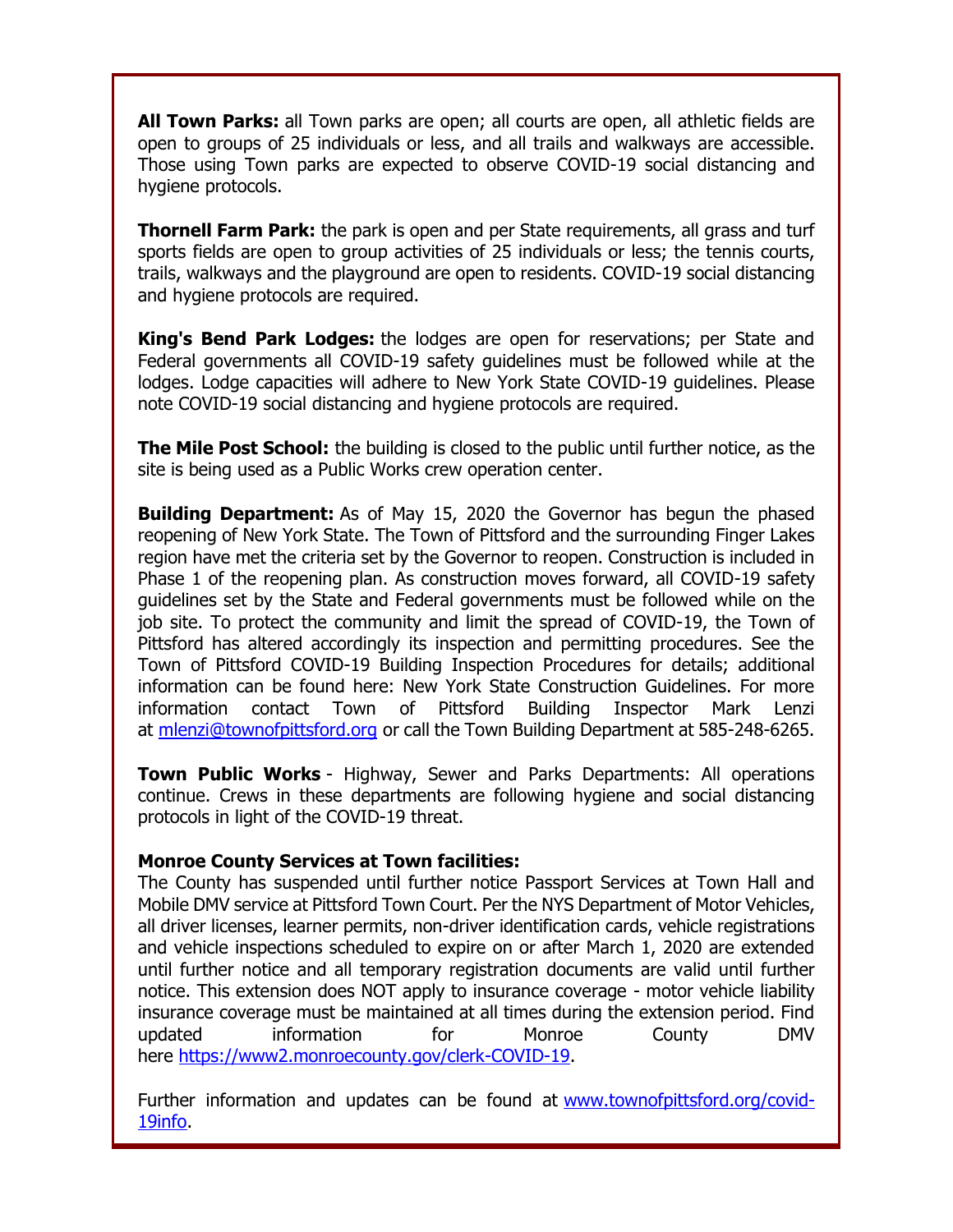**All Town Parks:** all Town parks are open; all courts are open, all athletic fields are open to groups of 25 individuals or less, and all trails and walkways are accessible. Those using Town parks are expected to observe COVID-19 social distancing and hygiene protocols.

**Thornell Farm Park:** the park is open and per State requirements, all grass and turf sports fields are open to group activities of 25 individuals or less; the tennis courts, trails, walkways and the playground are open to residents. COVID-19 social distancing and hygiene protocols are required.

**King's Bend Park Lodges:** the lodges are open for reservations; per State and Federal governments all COVID-19 safety guidelines must be followed while at the lodges. Lodge capacities will adhere to New York State COVID-19 guidelines. Please note COVID-19 social distancing and hygiene protocols are required.

**The Mile Post School:** the building is closed to the public until further notice, as the site is being used as a Public Works crew operation center.

**Building Department:** As of May 15, 2020 the Governor has begun the phased reopening of New York State. The Town of Pittsford and the surrounding Finger Lakes region have met the criteria set by the Governor to reopen. Construction is included in Phase 1 of the reopening plan. As construction moves forward, all COVID-19 safety guidelines set by the State and Federal governments must be followed while on the job site. To protect the community and limit the spread of COVID-19, the Town of Pittsford has altered accordingly its inspection and permitting procedures. See the Town of Pittsford COVID-19 Building Inspection Procedures for details; additional information can be found here: New York State Construction Guidelines. For more information contact Town of Pittsford Building Inspector Mark Lenzi at mlenzi@townofpittsford.org or call the Town Building Department at 585-248-6265.

**Town Public Works** - Highway, Sewer and Parks Departments: All operations continue. Crews in these departments are following hygiene and social distancing protocols in light of the COVID-19 threat.

**Monroe County Services at Town facilities:**
The County has suspended until further notice Passport Services at Town Hall and Mobile DMV service at Pittsford Town Court. Per the NYS Department of Motor Vehicles, all driver licenses, learner permits, non-driver identification cards, vehicle registrations and vehicle inspections scheduled to expire on or after March 1, 2020 are extended until further notice and all temporary registration documents are valid until further notice. This extension does NOT apply to insurance coverage - motor vehicle liability insurance coverage must be maintained at all times during the extension period. Find updated information for Monroe County DMV here https://www2.monroecounty.gov/clerk-COVID-19.

Further information and updates can be found at www.townofpittsford.org/covid-19info.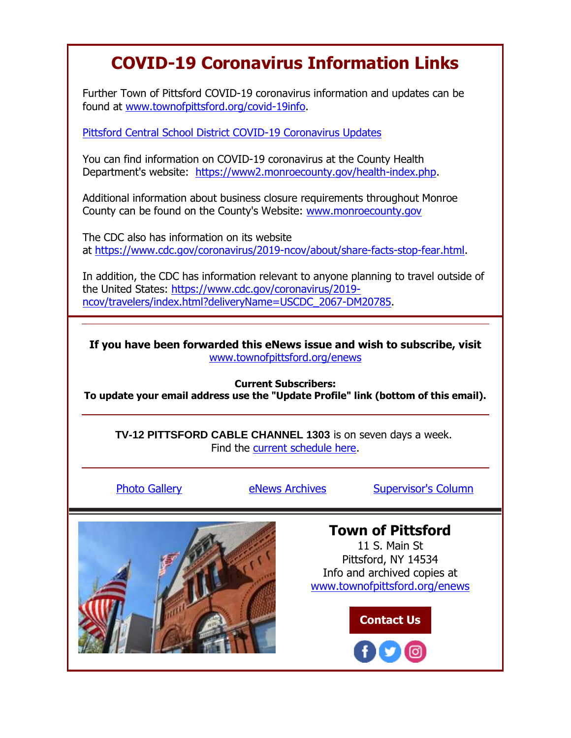# COVID-19 Coronavirus Information Links

Further Town of Pittsford COVID-19 coronavirus information and updates can be found at www.townofpittsford.org/covid-19info.

Pittsford Central School District COVID-19 Coronavirus Updates

You can find information on COVID-19 coronavirus at the County Health Department's website: https://www2.monroecounty.gov/health-index.php.

Additional information about business closure requirements throughout Monroe County can be found on the County's Website: www.monroecounty.gov

The CDC also has information on its website at https://www.cdc.gov/coronavirus/2019-ncov/about/share-facts-stop-fear.html.

In addition, the CDC has information relevant to anyone planning to travel outside of the United States: https://www.cdc.gov/coronavirus/2019-ncov/travelers/index.html?deliveryName=USCDC_2067-DM20785.

---

**If you have been forwarded this eNews issue and wish to subscribe, visit**
www.townofpittsford.org/enews

**Current Subscribers:**
**To update your email address use the "Update Profile" link (bottom of this email).**

---

**TV-12 PITTSFORD CABLE CHANNEL 1303** is on seven days a week.
Find the current schedule here.

---

Photo Gallery    eNews Archives    Supervisor's Column

---

## Town of Pittsford

11 S. Main St
Pittsford, NY 14534
Info and archived copies at
www.townofpittsford.org/enews

**Contact Us**